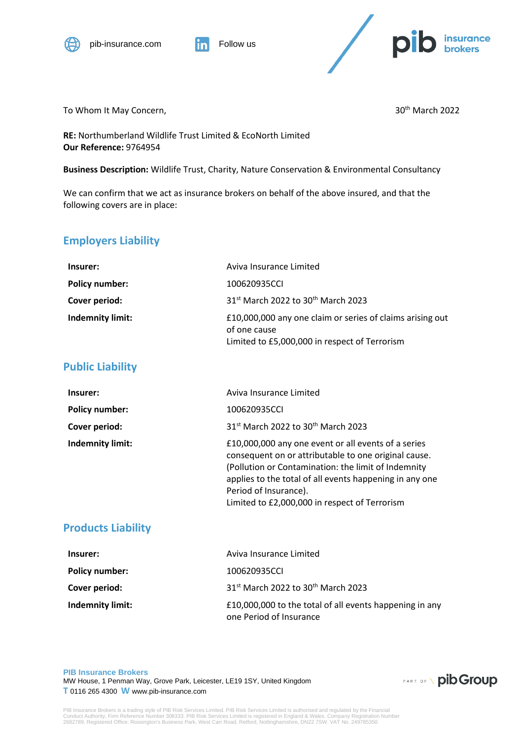To Whom It May Concern,

30th March 2022

**RE:** Northumberland Wildlife Trust Limited & EcoNorth Limited
**Our Reference:** 9764954

**Business Description:** Wildlife Trust, Charity, Nature Conservation & Environmental Consultancy

We can confirm that we act as insurance brokers on behalf of the above insured, and that the following covers are in place:

## Employers Liability

| | |
|---|---|
| **Insurer:** | Aviva Insurance Limited |
| **Policy number:** | 100620935CCI |
| **Cover period:** | 31st March 2022 to 30th March 2023 |
| **Indemnity limit:** | £10,000,000 any one claim or series of claims arising out of one cause<br>Limited to £5,000,000 in respect of Terrorism |

## Public Liability

| | |
|---|---|
| **Insurer:** | Aviva Insurance Limited |
| **Policy number:** | 100620935CCI |
| **Cover period:** | 31st March 2022 to 30th March 2023 |
| **Indemnity limit:** | £10,000,000 any one event or all events of a series consequent on or attributable to one original cause. (Pollution or Contamination: the limit of Indemnity applies to the total of all events happening in any one Period of Insurance).<br>Limited to £2,000,000 in respect of Terrorism |

## Products Liability

| | |
|---|---|
| **Insurer:** | Aviva Insurance Limited |
| **Policy number:** | 100620935CCI |
| **Cover period:** | 31st March 2022 to 30th March 2023 |
| **Indemnity limit:** | £10,000,000 to the total of all events happening in any one Period of Insurance |

**PIB Insurance Brokers**
MW House, 1 Penman Way, Grove Park, Leicester, LE19 1SY, United Kingdom
**T** 0116 265 4300 **W** www.pib-insurance.com

PIB Insurance Brokers is a trading style of PIB Risk Services Limited. PIB Risk Services Limited is authorised and regulated by the Financial Conduct Authority, Firm Reference Number 308333. PIB Risk Services Limited is registered in England & Wales. Company Registration Number 2682789. Registered Office: Rossington's Business Park, West Carr Road, Retford, Nottinghamshire, DN22 7SW. VAT No. 249785350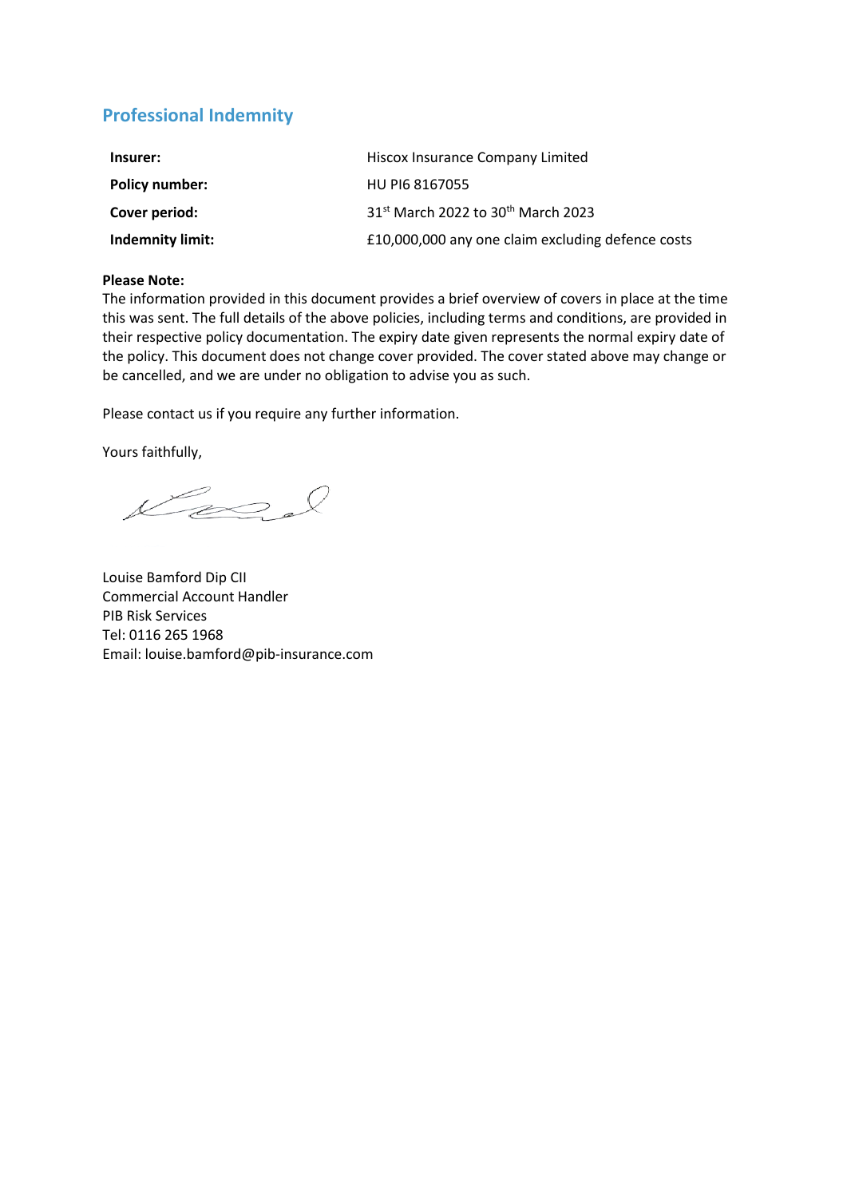## Professional Indemnity

| | |
|---|---|
| **Insurer:** | Hiscox Insurance Company Limited |
| **Policy number:** | HU PI6 8167055 |
| **Cover period:** | 31st March 2022 to 30th March 2023 |
| **Indemnity limit:** | £10,000,000 any one claim excluding defence costs |

**Please Note:**
The information provided in this document provides a brief overview of covers in place at the time this was sent. The full details of the above policies, including terms and conditions, are provided in their respective policy documentation. The expiry date given represents the normal expiry date of the policy. This document does not change cover provided. The cover stated above may change or be cancelled, and we are under no obligation to advise you as such.

Please contact us if you require any further information.

Yours faithfully,

Louise Bamford Dip CII
Commercial Account Handler
PIB Risk Services
Tel: 0116 265 1968
Email: louise.bamford@pib-insurance.com